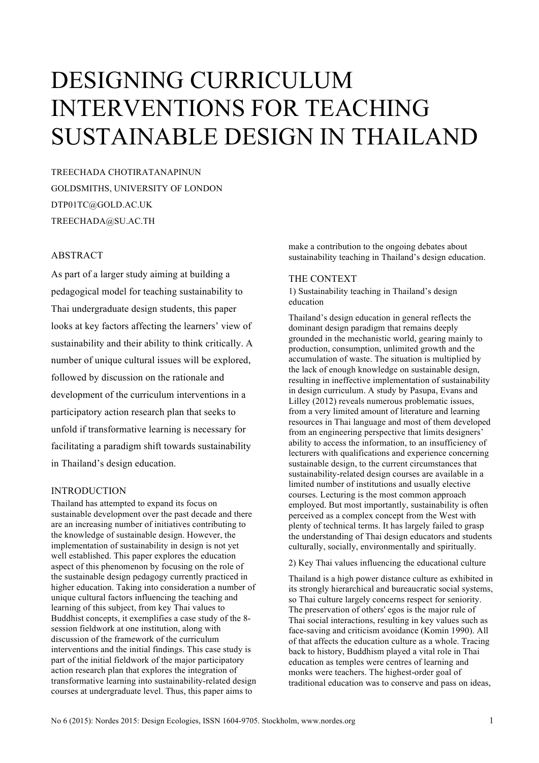# DESIGNING CURRICULUM INTERVENTIONS FOR TEACHING SUSTAINABLE DESIGN IN THAILAND

TREECHADA CHOTIRATANAPINUN
GOLDSMITHS, UNIVERSITY OF LONDON
DTP01TC@GOLD.AC.UK
TREECHADA@SU.AC.TH

## ABSTRACT

As part of a larger study aiming at building a pedagogical model for teaching sustainability to Thai undergraduate design students, this paper looks at key factors affecting the learners' view of sustainability and their ability to think critically. A number of unique cultural issues will be explored, followed by discussion on the rationale and development of the curriculum interventions in a participatory action research plan that seeks to unfold if transformative learning is necessary for facilitating a paradigm shift towards sustainability in Thailand's design education.

## INTRODUCTION

Thailand has attempted to expand its focus on sustainable development over the past decade and there are an increasing number of initiatives contributing to the knowledge of sustainable design. However, the implementation of sustainability in design is not yet well established. This paper explores the education aspect of this phenomenon by focusing on the role of the sustainable design pedagogy currently practiced in higher education. Taking into consideration a number of unique cultural factors influencing the teaching and learning of this subject, from key Thai values to Buddhist concepts, it exemplifies a case study of the 8-session fieldwork at one institution, along with discussion of the framework of the curriculum interventions and the initial findings. This case study is part of the initial fieldwork of the major participatory action research plan that explores the integration of transformative learning into sustainability-related design courses at undergraduate level. Thus, this paper aims to make a contribution to the ongoing debates about sustainability teaching in Thailand's design education.

## THE CONTEXT

### 1) Sustainability teaching in Thailand's design education

Thailand's design education in general reflects the dominant design paradigm that remains deeply grounded in the mechanistic world, gearing mainly to production, consumption, unlimited growth and the accumulation of waste. The situation is multiplied by the lack of enough knowledge on sustainable design, resulting in ineffective implementation of sustainability in design curriculum. A study by Pasupa, Evans and Lilley (2012) reveals numerous problematic issues, from a very limited amount of literature and learning resources in Thai language and most of them developed from an engineering perspective that limits designers' ability to access the information, to an insufficiency of lecturers with qualifications and experience concerning sustainable design, to the current circumstances that sustainability-related design courses are available in a limited number of institutions and usually elective courses. Lecturing is the most common approach employed. But most importantly, sustainability is often perceived as a complex concept from the West with plenty of technical terms. It has largely failed to grasp the understanding of Thai design educators and students culturally, socially, environmentally and spiritually.

### 2) Key Thai values influencing the educational culture

Thailand is a high power distance culture as exhibited in its strongly hierarchical and bureaucratic social systems, so Thai culture largely concerns respect for seniority. The preservation of others' egos is the major rule of Thai social interactions, resulting in key values such as face-saving and criticism avoidance (Komin 1990). All of that affects the education culture as a whole. Tracing back to history, Buddhism played a vital role in Thai education as temples were centres of learning and monks were teachers. The highest-order goal of traditional education was to conserve and pass on ideas,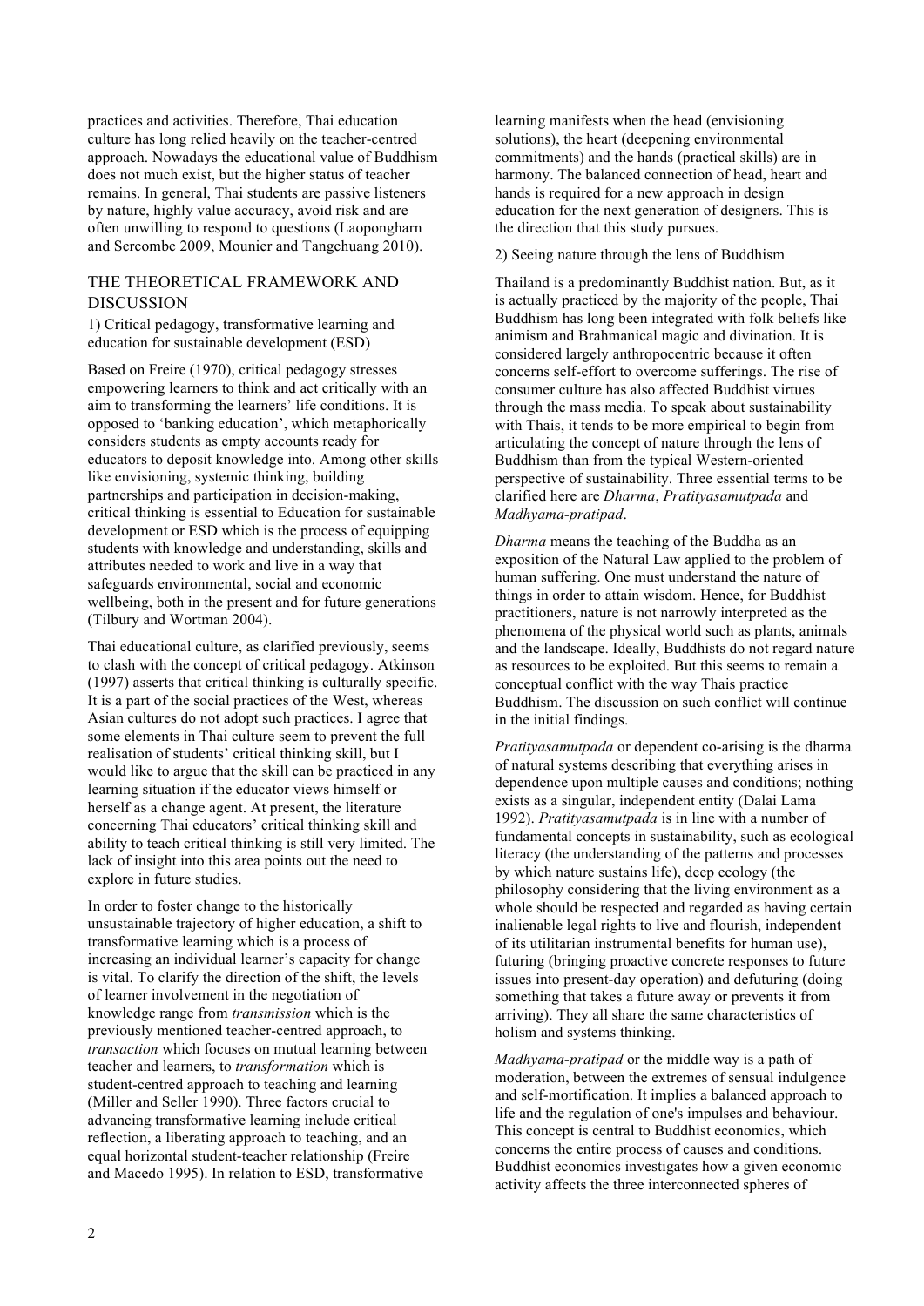practices and activities. Therefore, Thai education culture has long relied heavily on the teacher-centred approach. Nowadays the educational value of Buddhism does not much exist, but the higher status of teacher remains. In general, Thai students are passive listeners by nature, highly value accuracy, avoid risk and are often unwilling to respond to questions (Laopongharn and Sercombe 2009, Mounier and Tangchuang 2010).

## THE THEORETICAL FRAMEWORK AND DISCUSSION

1) Critical pedagogy, transformative learning and education for sustainable development (ESD)

Based on Freire (1970), critical pedagogy stresses empowering learners to think and act critically with an aim to transforming the learners' life conditions. It is opposed to 'banking education', which metaphorically considers students as empty accounts ready for educators to deposit knowledge into. Among other skills like envisioning, systemic thinking, building partnerships and participation in decision-making, critical thinking is essential to Education for sustainable development or ESD which is the process of equipping students with knowledge and understanding, skills and attributes needed to work and live in a way that safeguards environmental, social and economic wellbeing, both in the present and for future generations (Tilbury and Wortman 2004).

Thai educational culture, as clarified previously, seems to clash with the concept of critical pedagogy. Atkinson (1997) asserts that critical thinking is culturally specific. It is a part of the social practices of the West, whereas Asian cultures do not adopt such practices. I agree that some elements in Thai culture seem to prevent the full realisation of students' critical thinking skill, but I would like to argue that the skill can be practiced in any learning situation if the educator views himself or herself as a change agent. At present, the literature concerning Thai educators' critical thinking skill and ability to teach critical thinking is still very limited. The lack of insight into this area points out the need to explore in future studies.

In order to foster change to the historically unsustainable trajectory of higher education, a shift to transformative learning which is a process of increasing an individual learner's capacity for change is vital. To clarify the direction of the shift, the levels of learner involvement in the negotiation of knowledge range from *transmission* which is the previously mentioned teacher-centred approach, to *transaction* which focuses on mutual learning between teacher and learners, to *transformation* which is student-centred approach to teaching and learning (Miller and Seller 1990). Three factors crucial to advancing transformative learning include critical reflection, a liberating approach to teaching, and an equal horizontal student-teacher relationship (Freire and Macedo 1995). In relation to ESD, transformative learning manifests when the head (envisioning solutions), the heart (deepening environmental commitments) and the hands (practical skills) are in harmony. The balanced connection of head, heart and hands is required for a new approach in design education for the next generation of designers. This is the direction that this study pursues.

2) Seeing nature through the lens of Buddhism

Thailand is a predominantly Buddhist nation. But, as it is actually practiced by the majority of the people, Thai Buddhism has long been integrated with folk beliefs like animism and Brahmanical magic and divination. It is considered largely anthropocentric because it often concerns self-effort to overcome sufferings. The rise of consumer culture has also affected Buddhist virtues through the mass media. To speak about sustainability with Thais, it tends to be more empirical to begin from articulating the concept of nature through the lens of Buddhism than from the typical Western-oriented perspective of sustainability. Three essential terms to be clarified here are *Dharma*, *Pratityasamutpada* and *Madhyama-pratipad*.

*Dharma* means the teaching of the Buddha as an exposition of the Natural Law applied to the problem of human suffering. One must understand the nature of things in order to attain wisdom. Hence, for Buddhist practitioners, nature is not narrowly interpreted as the phenomena of the physical world such as plants, animals and the landscape. Ideally, Buddhists do not regard nature as resources to be exploited. But this seems to remain a conceptual conflict with the way Thais practice Buddhism. The discussion on such conflict will continue in the initial findings.

*Pratityasamutpada* or dependent co-arising is the dharma of natural systems describing that everything arises in dependence upon multiple causes and conditions; nothing exists as a singular, independent entity (Dalai Lama 1992). *Pratityasamutpada* is in line with a number of fundamental concepts in sustainability, such as ecological literacy (the understanding of the patterns and processes by which nature sustains life), deep ecology (the philosophy considering that the living environment as a whole should be respected and regarded as having certain inalienable legal rights to live and flourish, independent of its utilitarian instrumental benefits for human use), futuring (bringing proactive concrete responses to future issues into present-day operation) and defuturing (doing something that takes a future away or prevents it from arriving). They all share the same characteristics of holism and systems thinking.

*Madhyama-pratipad* or the middle way is a path of moderation, between the extremes of sensual indulgence and self-mortification. It implies a balanced approach to life and the regulation of one's impulses and behaviour. This concept is central to Buddhist economics, which concerns the entire process of causes and conditions. Buddhist economics investigates how a given economic activity affects the three interconnected spheres of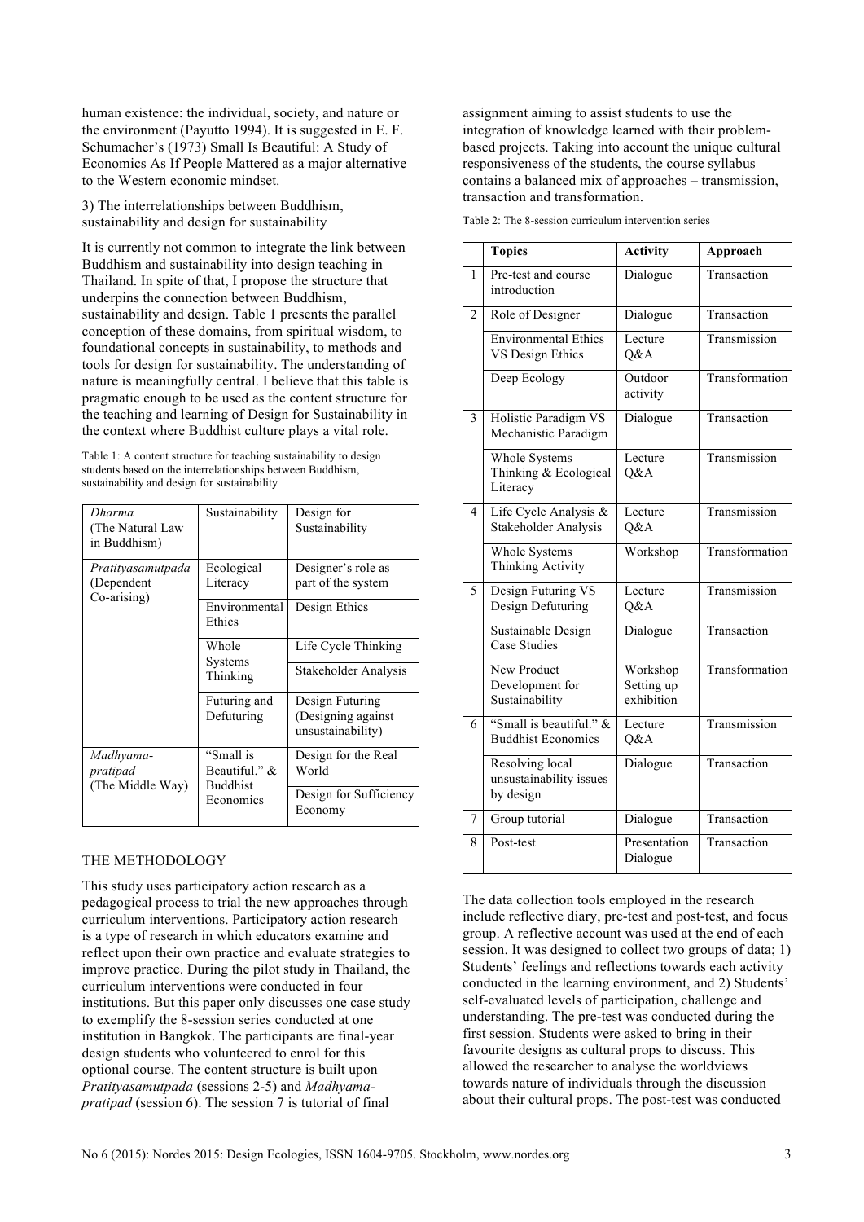human existence: the individual, society, and nature or the environment (Payutto 1994). It is suggested in E. F. Schumacher's (1973) Small Is Beautiful: A Study of Economics As If People Mattered as a major alternative to the Western economic mindset.

3) The interrelationships between Buddhism, sustainability and design for sustainability

It is currently not common to integrate the link between Buddhism and sustainability into design teaching in Thailand. In spite of that, I propose the structure that underpins the connection between Buddhism, sustainability and design. Table 1 presents the parallel conception of these domains, from spiritual wisdom, to foundational concepts in sustainability, to methods and tools for design for sustainability. The understanding of nature is meaningfully central. I believe that this table is pragmatic enough to be used as the content structure for the teaching and learning of Design for Sustainability in the context where Buddhist culture plays a vital role.

Table 1: A content structure for teaching sustainability to design students based on the interrelationships between Buddhism, sustainability and design for sustainability

| *Dharma* (The Natural Law in Buddhism) | Sustainability | Design for Sustainability |
|---|---|---|
| *Pratityasamutpada* (Dependent Co-arising) | Ecological Literacy | Designer's role as part of the system |
| | Environmental Ethics | Design Ethics |
| | Whole Systems Thinking | Life Cycle Thinking |
| | | Stakeholder Analysis |
| | Futuring and Defuturing | Design Futuring (Designing against unsustainability) |
| *Madhyama-pratipad* (The Middle Way) | "Small is Beautiful." & Buddhist Economics | Design for the Real World |
| | | Design for Sufficiency Economy |

## THE METHODOLOGY

This study uses participatory action research as a pedagogical process to trial the new approaches through curriculum interventions. Participatory action research is a type of research in which educators examine and reflect upon their own practice and evaluate strategies to improve practice. During the pilot study in Thailand, the curriculum interventions were conducted in four institutions. But this paper only discusses one case study to exemplify the 8-session series conducted at one institution in Bangkok. The participants are final-year design students who volunteered to enrol for this optional course. The content structure is built upon *Pratityasamutpada* (sessions 2-5) and *Madhyama-pratipad* (session 6). The session 7 is tutorial of final assignment aiming to assist students to use the integration of knowledge learned with their problem-based projects. Taking into account the unique cultural responsiveness of the students, the course syllabus contains a balanced mix of approaches – transmission, transaction and transformation.

Table 2: The 8-session curriculum intervention series

| | Topics | Activity | Approach |
|---|---|---|---|
| 1 | Pre-test and course introduction | Dialogue | Transaction |
| 2 | Role of Designer | Dialogue | Transaction |
| | Environmental Ethics VS Design Ethics | Lecture Q&A | Transmission |
| | Deep Ecology | Outdoor activity | Transformation |
| 3 | Holistic Paradigm VS Mechanistic Paradigm | Dialogue | Transaction |
| | Whole Systems Thinking & Ecological Literacy | Lecture Q&A | Transmission |
| 4 | Life Cycle Analysis & Stakeholder Analysis | Lecture Q&A | Transmission |
| | Whole Systems Thinking Activity | Workshop | Transformation |
| 5 | Design Futuring VS Design Defuturing | Lecture Q&A | Transmission |
| | Sustainable Design Case Studies | Dialogue | Transaction |
| | New Product Development for Sustainability | Workshop Setting up exhibition | Transformation |
| 6 | "Small is beautiful." & Buddhist Economics | Lecture Q&A | Transmission |
| | Resolving local unsustainability issues by design | Dialogue | Transaction |
| 7 | Group tutorial | Dialogue | Transaction |
| 8 | Post-test | Presentation Dialogue | Transaction |

The data collection tools employed in the research include reflective diary, pre-test and post-test, and focus group. A reflective account was used at the end of each session. It was designed to collect two groups of data; 1) Students' feelings and reflections towards each activity conducted in the learning environment, and 2) Students' self-evaluated levels of participation, challenge and understanding. The pre-test was conducted during the first session. Students were asked to bring in their favourite designs as cultural props to discuss. This allowed the researcher to analyse the worldviews towards nature of individuals through the discussion about their cultural props. The post-test was conducted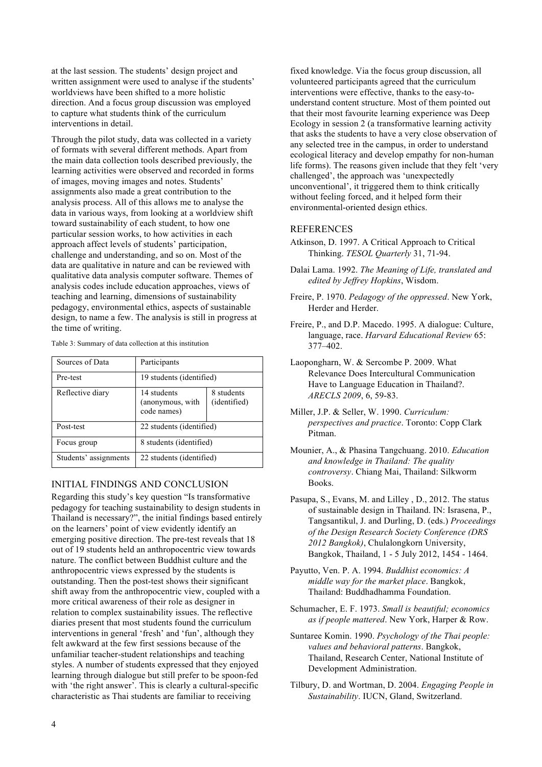at the last session. The students' design project and written assignment were used to analyse if the students' worldviews have been shifted to a more holistic direction. And a focus group discussion was employed to capture what students think of the curriculum interventions in detail.

Through the pilot study, data was collected in a variety of formats with several different methods. Apart from the main data collection tools described previously, the learning activities were observed and recorded in forms of images, moving images and notes. Students' assignments also made a great contribution to the analysis process. All of this allows me to analyse the data in various ways, from looking at a worldview shift toward sustainability of each student, to how one particular session works, to how activities in each approach affect levels of students' participation, challenge and understanding, and so on. Most of the data are qualitative in nature and can be reviewed with qualitative data analysis computer software. Themes of analysis codes include education approaches, views of teaching and learning, dimensions of sustainability pedagogy, environmental ethics, aspects of sustainable design, to name a few. The analysis is still in progress at the time of writing.

Table 3: Summary of data collection at this institution

| Sources of Data | Participants | |
|---|---|---|
| Pre-test | 19 students (identified) | |
| Reflective diary | 14 students (anonymous, with code names) | 8 students (identified) |
| Post-test | 22 students (identified) | |
| Focus group | 8 students (identified) | |
| Students' assignments | 22 students (identified) | |

## INITIAL FINDINGS AND CONCLUSION

Regarding this study's key question "Is transformative pedagogy for teaching sustainability to design students in Thailand is necessary?", the initial findings based entirely on the learners' point of view evidently identify an emerging positive direction. The pre-test reveals that 18 out of 19 students held an anthropocentric view towards nature. The conflict between Buddhist culture and the anthropocentric views expressed by the students is outstanding. Then the post-test shows their significant shift away from the anthropocentric view, coupled with a more critical awareness of their role as designer in relation to complex sustainability issues. The reflective diaries present that most students found the curriculum interventions in general 'fresh' and 'fun', although they felt awkward at the few first sessions because of the unfamiliar teacher-student relationships and teaching styles. A number of students expressed that they enjoyed learning through dialogue but still prefer to be spoon-fed with 'the right answer'. This is clearly a cultural-specific characteristic as Thai students are familiar to receiving fixed knowledge. Via the focus group discussion, all volunteered participants agreed that the curriculum interventions were effective, thanks to the easy-to-understand content structure. Most of them pointed out that their most favourite learning experience was Deep Ecology in session 2 (a transformative learning activity that asks the students to have a very close observation of any selected tree in the campus, in order to understand ecological literacy and develop empathy for non-human life forms). The reasons given include that they felt 'very challenged', the approach was 'unexpectedly unconventional', it triggered them to think critically without feeling forced, and it helped form their environmental-oriented design ethics.

## REFERENCES

Atkinson, D. 1997. A Critical Approach to Critical Thinking. *TESOL Quarterly* 31, 71-94.

Dalai Lama. 1992. *The Meaning of Life, translated and edited by Jeffrey Hopkins*, Wisdom.

Freire, P. 1970. *Pedagogy of the oppressed*. New York, Herder and Herder.

Freire, P., and D.P. Macedo. 1995. A dialogue: Culture, language, race. *Harvard Educational Review* 65: 377–402.

Laopongharn, W. & Sercombe P. 2009. What Relevance Does Intercultural Communication Have to Language Education in Thailand?. *ARECLS 2009*, 6, 59-83.

Miller, J.P. & Seller, W. 1990. *Curriculum: perspectives and practice*. Toronto: Copp Clark Pitman.

Mounier, A., & Phasina Tangchuang. 2010. *Education and knowledge in Thailand: The quality controversy*. Chiang Mai, Thailand: Silkworm Books.

Pasupa, S., Evans, M. and Lilley , D., 2012. The status of sustainable design in Thailand. IN: Israsena, P., Tangsantikul, J. and Durling, D. (eds.) *Proceedings of the Design Research Society Conference (DRS 2012 Bangkok)*, Chulalongkorn University, Bangkok, Thailand, 1 - 5 July 2012, 1454 - 1464.

Payutto, Ven. P. A. 1994. *Buddhist economics: A middle way for the market place*. Bangkok, Thailand: Buddhadhamma Foundation.

Schumacher, E. F. 1973. *Small is beautiful; economics as if people mattered*. New York, Harper & Row.

Suntaree Komin. 1990. *Psychology of the Thai people: values and behavioral patterns*. Bangkok, Thailand, Research Center, National Institute of Development Administration.

Tilbury, D. and Wortman, D. 2004. *Engaging People in Sustainability*. IUCN, Gland, Switzerland.